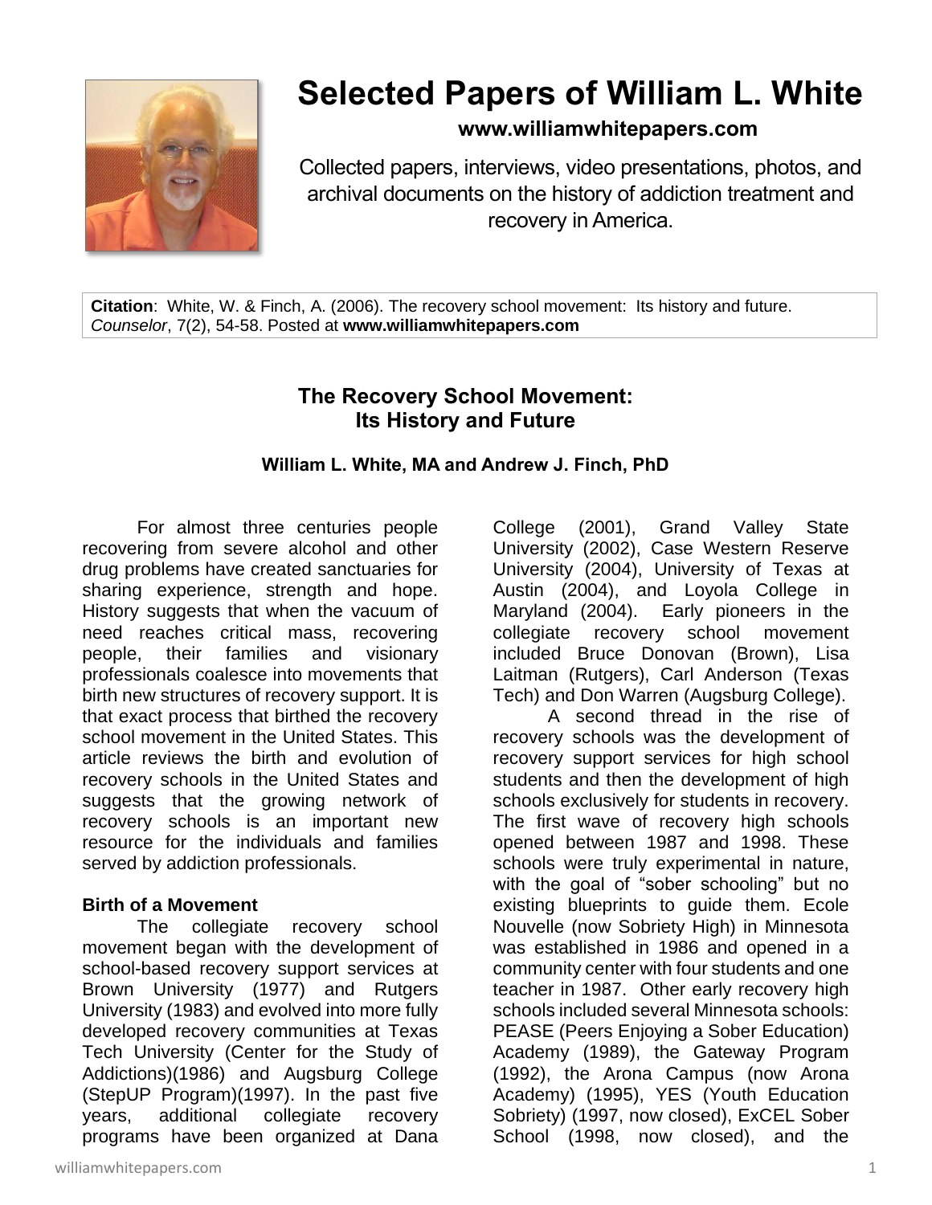# Selected Papers of William L. White

**www.williamwhitepapers.com**

Collected papers, interviews, video presentations, photos, and archival documents on the history of addiction treatment and recovery in America.

**Citation**: White, W. & Finch, A. (2006). The recovery school movement: Its history and future. *Counselor*, 7(2), 54-58. Posted at **www.williamwhitepapers.com**

## The Recovery School Movement: Its History and Future

**William L. White, MA and Andrew J. Finch, PhD**

For almost three centuries people recovering from severe alcohol and other drug problems have created sanctuaries for sharing experience, strength and hope. History suggests that when the vacuum of need reaches critical mass, recovering people, their families and visionary professionals coalesce into movements that birth new structures of recovery support. It is that exact process that birthed the recovery school movement in the United States. This article reviews the birth and evolution of recovery schools in the United States and suggests that the growing network of recovery schools is an important new resource for the individuals and families served by addiction professionals.

### Birth of a Movement

The collegiate recovery school movement began with the development of school-based recovery support services at Brown University (1977) and Rutgers University (1983) and evolved into more fully developed recovery communities at Texas Tech University (Center for the Study of Addictions)(1986) and Augsburg College (StepUP Program)(1997). In the past five years, additional collegiate recovery programs have been organized at Dana College (2001), Grand Valley State University (2002), Case Western Reserve University (2004), University of Texas at Austin (2004), and Loyola College in Maryland (2004). Early pioneers in the collegiate recovery school movement included Bruce Donovan (Brown), Lisa Laitman (Rutgers), Carl Anderson (Texas Tech) and Don Warren (Augsburg College).

A second thread in the rise of recovery schools was the development of recovery support services for high school students and then the development of high schools exclusively for students in recovery. The first wave of recovery high schools opened between 1987 and 1998. These schools were truly experimental in nature, with the goal of "sober schooling" but no existing blueprints to guide them. Ecole Nouvelle (now Sobriety High) in Minnesota was established in 1986 and opened in a community center with four students and one teacher in 1987. Other early recovery high schools included several Minnesota schools: PEASE (Peers Enjoying a Sober Education) Academy (1989), the Gateway Program (1992), the Arona Campus (now Arona Academy) (1995), YES (Youth Education Sobriety) (1997, now closed), ExCEL Sober School (1998, now closed), and the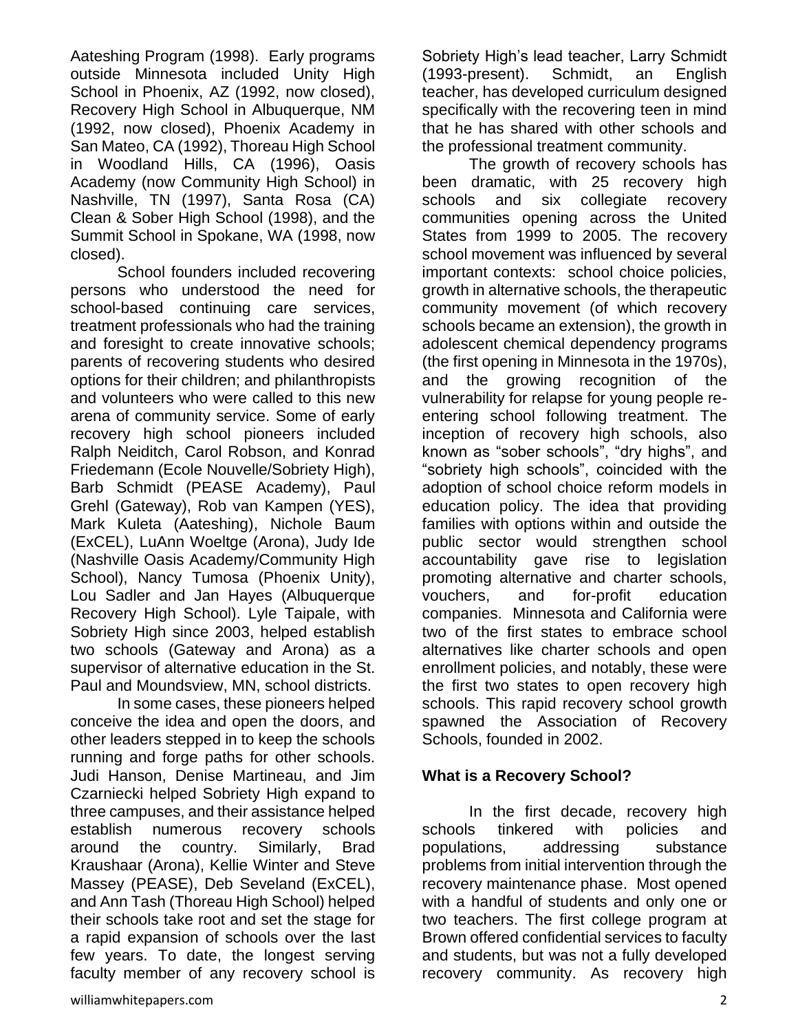Aateshing Program (1998). Early programs outside Minnesota included Unity High School in Phoenix, AZ (1992, now closed), Recovery High School in Albuquerque, NM (1992, now closed), Phoenix Academy in San Mateo, CA (1992), Thoreau High School in Woodland Hills, CA (1996), Oasis Academy (now Community High School) in Nashville, TN (1997), Santa Rosa (CA) Clean & Sober High School (1998), and the Summit School in Spokane, WA (1998, now closed).

School founders included recovering persons who understood the need for school-based continuing care services, treatment professionals who had the training and foresight to create innovative schools; parents of recovering students who desired options for their children; and philanthropists and volunteers who were called to this new arena of community service. Some of early recovery high school pioneers included Ralph Neiditch, Carol Robson, and Konrad Friedemann (Ecole Nouvelle/Sobriety High), Barb Schmidt (PEASE Academy), Paul Grehl (Gateway), Rob van Kampen (YES), Mark Kuleta (Aateshing), Nichole Baum (ExCEL), LuAnn Woeltge (Arona), Judy Ide (Nashville Oasis Academy/Community High School), Nancy Tumosa (Phoenix Unity), Lou Sadler and Jan Hayes (Albuquerque Recovery High School). Lyle Taipale, with Sobriety High since 2003, helped establish two schools (Gateway and Arona) as a supervisor of alternative education in the St. Paul and Moundsview, MN, school districts.

In some cases, these pioneers helped conceive the idea and open the doors, and other leaders stepped in to keep the schools running and forge paths for other schools. Judi Hanson, Denise Martineau, and Jim Czarniecki helped Sobriety High expand to three campuses, and their assistance helped establish numerous recovery schools around the country. Similarly, Brad Kraushaar (Arona), Kellie Winter and Steve Massey (PEASE), Deb Seveland (ExCEL), and Ann Tash (Thoreau High School) helped their schools take root and set the stage for a rapid expansion of schools over the last few years. To date, the longest serving faculty member of any recovery school is Sobriety High's lead teacher, Larry Schmidt (1993-present). Schmidt, an English teacher, has developed curriculum designed specifically with the recovering teen in mind that he has shared with other schools and the professional treatment community.

The growth of recovery schools has been dramatic, with 25 recovery high schools and six collegiate recovery communities opening across the United States from 1999 to 2005. The recovery school movement was influenced by several important contexts: school choice policies, growth in alternative schools, the therapeutic community movement (of which recovery schools became an extension), the growth in adolescent chemical dependency programs (the first opening in Minnesota in the 1970s), and the growing recognition of the vulnerability for relapse for young people re-entering school following treatment. The inception of recovery high schools, also known as "sober schools", "dry highs", and "sobriety high schools", coincided with the adoption of school choice reform models in education policy. The idea that providing families with options within and outside the public sector would strengthen school accountability gave rise to legislation promoting alternative and charter schools, vouchers, and for-profit education companies. Minnesota and California were two of the first states to embrace school alternatives like charter schools and open enrollment policies, and notably, these were the first two states to open recovery high schools. This rapid recovery school growth spawned the Association of Recovery Schools, founded in 2002.

## What is a Recovery School?

In the first decade, recovery high schools tinkered with policies and populations, addressing substance problems from initial intervention through the recovery maintenance phase. Most opened with a handful of students and only one or two teachers. The first college program at Brown offered confidential services to faculty and students, but was not a fully developed recovery community. As recovery high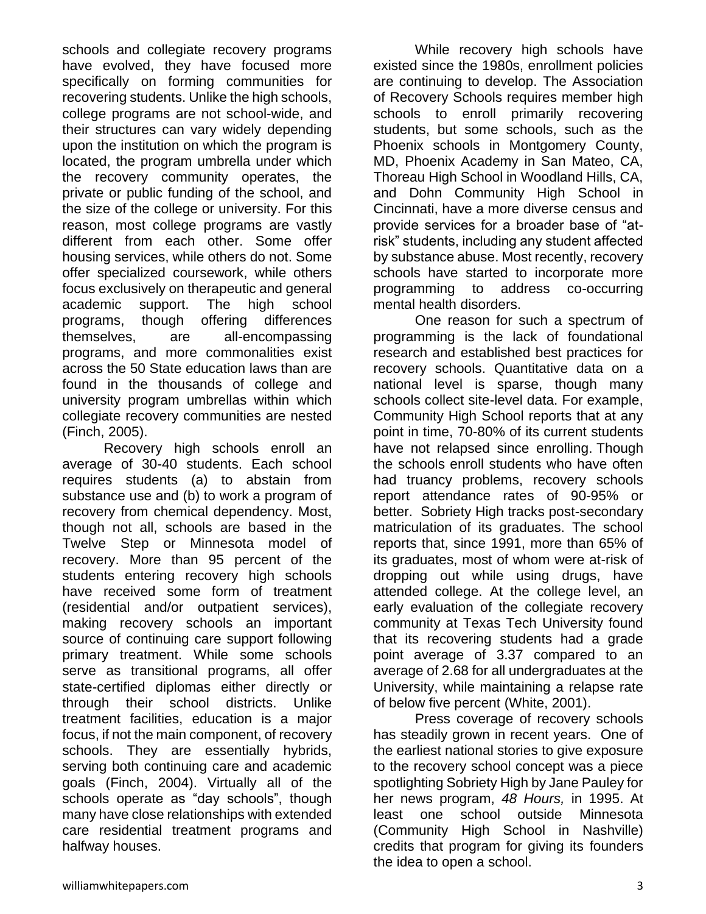schools and collegiate recovery programs have evolved, they have focused more specifically on forming communities for recovering students. Unlike the high schools, college programs are not school-wide, and their structures can vary widely depending upon the institution on which the program is located, the program umbrella under which the recovery community operates, the private or public funding of the school, and the size of the college or university. For this reason, most college programs are vastly different from each other. Some offer housing services, while others do not. Some offer specialized coursework, while others focus exclusively on therapeutic and general academic support. The high school programs, though offering differences themselves, are all-encompassing programs, and more commonalities exist across the 50 State education laws than are found in the thousands of college and university program umbrellas within which collegiate recovery communities are nested (Finch, 2005).

Recovery high schools enroll an average of 30-40 students. Each school requires students (a) to abstain from substance use and (b) to work a program of recovery from chemical dependency. Most, though not all, schools are based in the Twelve Step or Minnesota model of recovery. More than 95 percent of the students entering recovery high schools have received some form of treatment (residential and/or outpatient services), making recovery schools an important source of continuing care support following primary treatment. While some schools serve as transitional programs, all offer state-certified diplomas either directly or through their school districts. Unlike treatment facilities, education is a major focus, if not the main component, of recovery schools. They are essentially hybrids, serving both continuing care and academic goals (Finch, 2004). Virtually all of the schools operate as "day schools", though many have close relationships with extended care residential treatment programs and halfway houses.

While recovery high schools have existed since the 1980s, enrollment policies are continuing to develop. The Association of Recovery Schools requires member high schools to enroll primarily recovering students, but some schools, such as the Phoenix schools in Montgomery County, MD, Phoenix Academy in San Mateo, CA, Thoreau High School in Woodland Hills, CA, and Dohn Community High School in Cincinnati, have a more diverse census and provide services for a broader base of "at-risk" students, including any student affected by substance abuse. Most recently, recovery schools have started to incorporate more programming to address co-occurring mental health disorders.

One reason for such a spectrum of programming is the lack of foundational research and established best practices for recovery schools. Quantitative data on a national level is sparse, though many schools collect site-level data. For example, Community High School reports that at any point in time, 70-80% of its current students have not relapsed since enrolling. Though the schools enroll students who have often had truancy problems, recovery schools report attendance rates of 90-95% or better. Sobriety High tracks post-secondary matriculation of its graduates. The school reports that, since 1991, more than 65% of its graduates, most of whom were at-risk of dropping out while using drugs, have attended college. At the college level, an early evaluation of the collegiate recovery community at Texas Tech University found that its recovering students had a grade point average of 3.37 compared to an average of 2.68 for all undergraduates at the University, while maintaining a relapse rate of below five percent (White, 2001).

Press coverage of recovery schools has steadily grown in recent years. One of the earliest national stories to give exposure to the recovery school concept was a piece spotlighting Sobriety High by Jane Pauley for her news program, *48 Hours,* in 1995. At least one school outside Minnesota (Community High School in Nashville) credits that program for giving its founders the idea to open a school.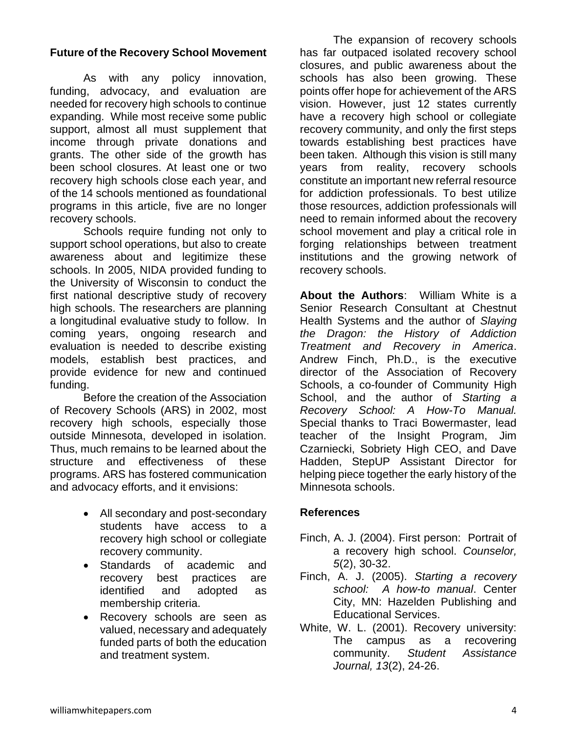## Future of the Recovery School Movement

As with any policy innovation, funding, advocacy, and evaluation are needed for recovery high schools to continue expanding. While most receive some public support, almost all must supplement that income through private donations and grants. The other side of the growth has been school closures. At least one or two recovery high schools close each year, and of the 14 schools mentioned as foundational programs in this article, five are no longer recovery schools.

Schools require funding not only to support school operations, but also to create awareness about and legitimize these schools. In 2005, NIDA provided funding to the University of Wisconsin to conduct the first national descriptive study of recovery high schools. The researchers are planning a longitudinal evaluative study to follow. In coming years, ongoing research and evaluation is needed to describe existing models, establish best practices, and provide evidence for new and continued funding.

Before the creation of the Association of Recovery Schools (ARS) in 2002, most recovery high schools, especially those outside Minnesota, developed in isolation. Thus, much remains to be learned about the structure and effectiveness of these programs. ARS has fostered communication and advocacy efforts, and it envisions:

- All secondary and post-secondary students have access to a recovery high school or collegiate recovery community.
- Standards of academic and recovery best practices are identified and adopted as membership criteria.
- Recovery schools are seen as valued, necessary and adequately funded parts of both the education and treatment system.

The expansion of recovery schools has far outpaced isolated recovery school closures, and public awareness about the schools has also been growing. These points offer hope for achievement of the ARS vision. However, just 12 states currently have a recovery high school or collegiate recovery community, and only the first steps towards establishing best practices have been taken. Although this vision is still many years from reality, recovery schools constitute an important new referral resource for addiction professionals. To best utilize those resources, addiction professionals will need to remain informed about the recovery school movement and play a critical role in forging relationships between treatment institutions and the growing network of recovery schools.

**About the Authors**: William White is a Senior Research Consultant at Chestnut Health Systems and the author of *Slaying the Dragon: the History of Addiction Treatment and Recovery in America*. Andrew Finch, Ph.D., is the executive director of the Association of Recovery Schools, a co-founder of Community High School, and the author of *Starting a Recovery School: A How-To Manual.* Special thanks to Traci Bowermaster, lead teacher of the Insight Program, Jim Czarniecki, Sobriety High CEO, and Dave Hadden, StepUP Assistant Director for helping piece together the early history of the Minnesota schools.

## References

Finch, A. J. (2004). First person: Portrait of a recovery high school. *Counselor, 5*(2), 30-32.

Finch, A. J. (2005). *Starting a recovery school: A how-to manual*. Center City, MN: Hazelden Publishing and Educational Services.

White, W. L. (2001). Recovery university: The campus as a recovering community. *Student Assistance Journal, 13*(2), 24-26.